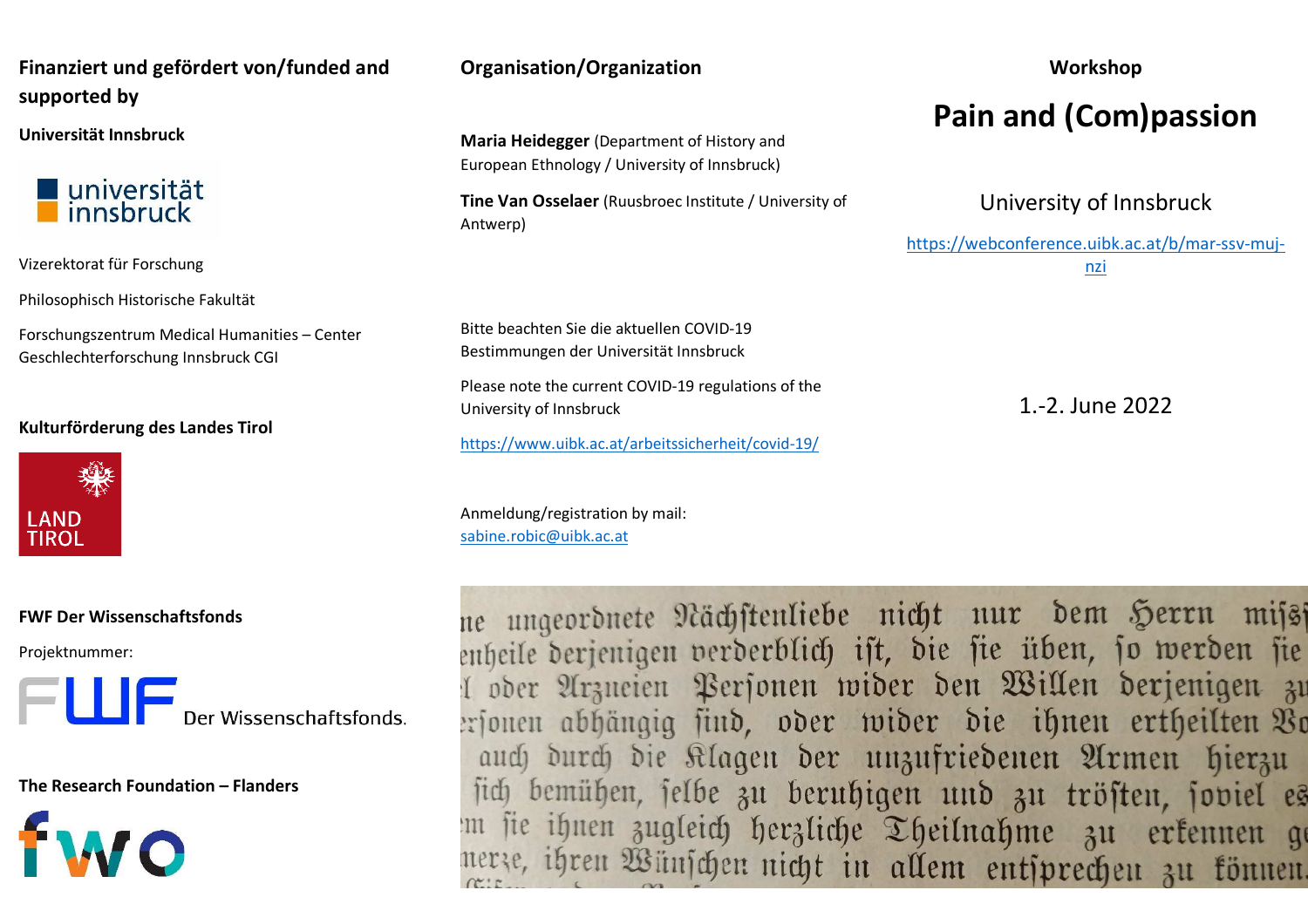**Finanziert und gefördert von/funded and supported by**

**Universität Innsbruck**

universität innsbruck

Vizerektorat für Forschung

Philosophisch Historische Fakultät

Forschungszentrum Medical Humanities – Center Geschlechterforschung Innsbruck CGI

**Kulturförderung des Landes Tirol**

LAND TIROL

**FWF Der Wissenschaftsfonds**

Projektnummer:

FWF Der Wissenschaftsfonds.

**The Research Foundation – Flanders**

fwo

**Organisation/Organization**

**Maria Heidegger** (Department of History and European Ethnology / University of Innsbruck)

**Tine Van Osselaer** (Ruusbroec Institute / University of Antwerp)

Bitte beachten Sie die aktuellen COVID-19 Bestimmungen der Universität Innsbruck

Please note the current COVID-19 regulations of the University of Innsbruck

https://www.uibk.ac.at/arbeitssicherheit/covid-19/

Anmeldung/registration by mail:
sabine.robic@uibk.ac.at

**Workshop**

# Pain and (Com)passion

University of Innsbruck

https://webconference.uibk.ac.at/b/mar-ssv-muj-nzi

1.-2. June 2022

ne ungeordnete Nächstenliebe nicht nur dem Herrn miß
enheile derjenigen verderblich ist, die sie üben, so werden sie
l oder Arzneien Personen wider den Willen derjenigen zu
rsonen abhängig sind, oder wider die ihnen ertheilten Vo
auch durch die Klagen der unzufriedenen Armen hierzu
sich bemühen, selbe zu beruhigen und zu tröſten, ſoviel es
m sie ihnen zugleich herzliche Theilnahme zu erkennen ge
merze, ihren Wünschen nicht in allem entsprechen zu können.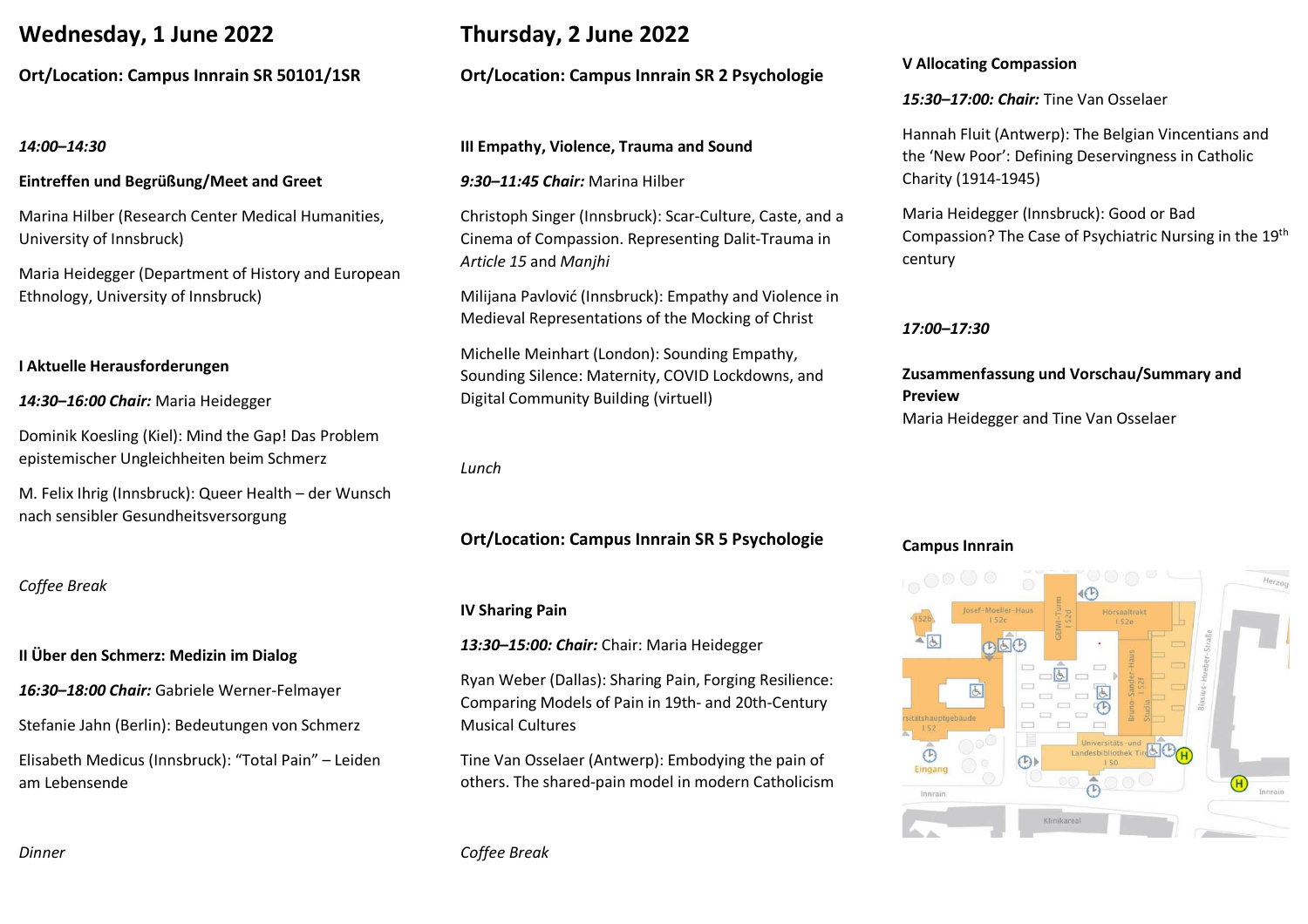## Wednesday, 1 June 2022

**Ort/Location: Campus Innrain SR 50101/1SR**

*14:00–14:30*

**Eintreffen und Begrüßung/Meet and Greet**

Marina Hilber (Research Center Medical Humanities, University of Innsbruck)

Maria Heidegger (Department of History and European Ethnology, University of Innsbruck)

**I Aktuelle Herausforderungen**

***14:30–16:00 Chair:*** Maria Heidegger

Dominik Koesling (Kiel): Mind the Gap! Das Problem epistemischer Ungleichheiten beim Schmerz

M. Felix Ihrig (Innsbruck): Queer Health – der Wunsch nach sensibler Gesundheitsversorgung

*Coffee Break*

**II Über den Schmerz: Medizin im Dialog**

***16:30–18:00 Chair:*** Gabriele Werner-Felmayer

Stefanie Jahn (Berlin): Bedeutungen von Schmerz

Elisabeth Medicus (Innsbruck): "Total Pain" – Leiden am Lebensende

*Dinner*

## Thursday, 2 June 2022

**Ort/Location: Campus Innrain SR 2 Psychologie**

**III Empathy, Violence, Trauma and Sound**

***9:30–11:45 Chair:*** Marina Hilber

Christoph Singer (Innsbruck): Scar-Culture, Caste, and a Cinema of Compassion. Representing Dalit-Trauma in *Article 15* and *Manjhi*

Milijana Pavlović (Innsbruck): Empathy and Violence in Medieval Representations of the Mocking of Christ

Michelle Meinhart (London): Sounding Empathy, Sounding Silence: Maternity, COVID Lockdowns, and Digital Community Building (virtuell)

*Lunch*

**Ort/Location: Campus Innrain SR 5 Psychologie**

**IV Sharing Pain**

***13:30–15:00: Chair:*** Chair: Maria Heidegger

Ryan Weber (Dallas): Sharing Pain, Forging Resilience: Comparing Models of Pain in 19th- and 20th-Century Musical Cultures

Tine Van Osselaer (Antwerp): Embodying the pain of others. The shared-pain model in modern Catholicism

*Coffee Break*

**V Allocating Compassion**

***15:30–17:00: Chair:*** Tine Van Osselaer

Hannah Fluit (Antwerp): The Belgian Vincentians and the 'New Poor': Defining Deservingness in Catholic Charity (1914-1945)

Maria Heidegger (Innsbruck): Good or Bad Compassion? The Case of Psychiatric Nursing in the 19th century

*17:00–17:30*

**Zusammenfassung und Vorschau/Summary and Preview**

Maria Heidegger and Tine Van Osselaer

**Campus Innrain**

Josef-Moeller-Haus I 52c
I 52b
GEIWI-Turm I 52d
Hörsaaltrakt I 52e
Bruno-Sander-Haus I 52f
Studia
Universitätshauptgebäude I 52
Eingang
Universitäts- und Landesbibliothek Tirol I 50
Innrain
Klinikareal
Blasius-Hueber-Straße
Herzog